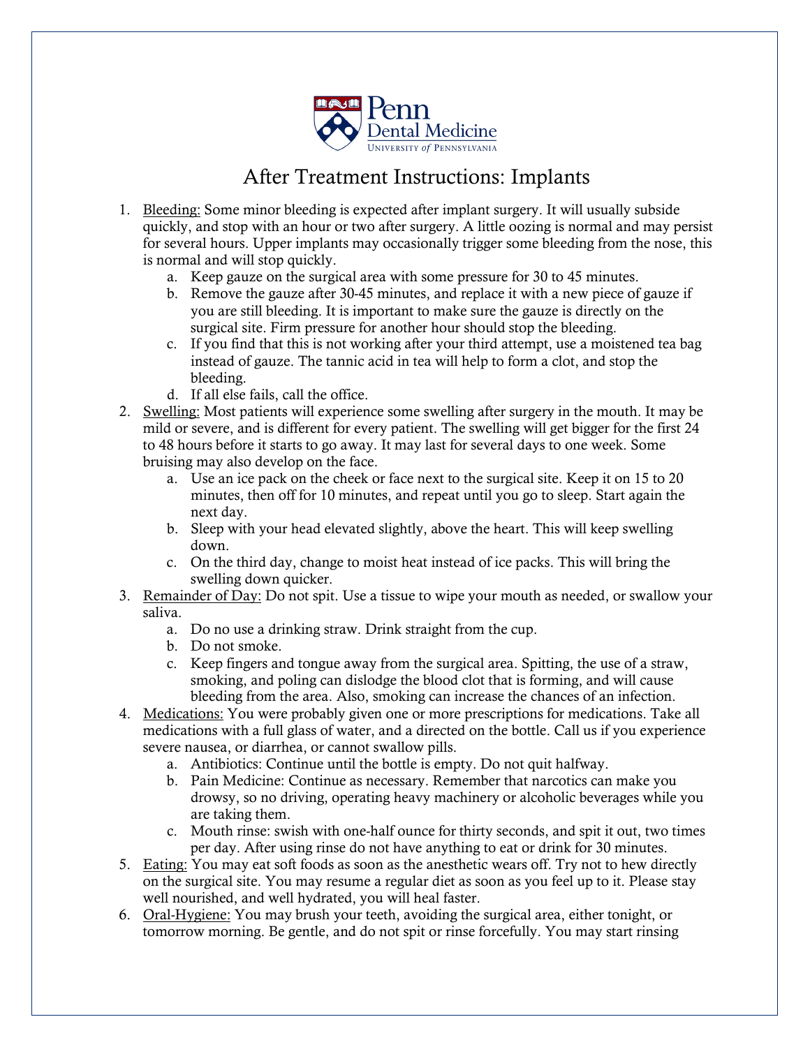Penn Dental Medicine
University of Pennsylvania

# After Treatment Instructions: Implants

1. Bleeding: Some minor bleeding is expected after implant surgery. It will usually subside quickly, and stop with an hour or two after surgery. A little oozing is normal and may persist for several hours. Upper implants may occasionally trigger some bleeding from the nose, this is normal and will stop quickly.
   a. Keep gauze on the surgical area with some pressure for 30 to 45 minutes.
   b. Remove the gauze after 30-45 minutes, and replace it with a new piece of gauze if you are still bleeding. It is important to make sure the gauze is directly on the surgical site. Firm pressure for another hour should stop the bleeding.
   c. If you find that this is not working after your third attempt, use a moistened tea bag instead of gauze. The tannic acid in tea will help to form a clot, and stop the bleeding.
   d. If all else fails, call the office.
2. Swelling: Most patients will experience some swelling after surgery in the mouth. It may be mild or severe, and is different for every patient. The swelling will get bigger for the first 24 to 48 hours before it starts to go away. It may last for several days to one week. Some bruising may also develop on the face.
   a. Use an ice pack on the cheek or face next to the surgical site. Keep it on 15 to 20 minutes, then off for 10 minutes, and repeat until you go to sleep. Start again the next day.
   b. Sleep with your head elevated slightly, above the heart. This will keep swelling down.
   c. On the third day, change to moist heat instead of ice packs. This will bring the swelling down quicker.
3. Remainder of Day: Do not spit. Use a tissue to wipe your mouth as needed, or swallow your saliva.
   a. Do no use a drinking straw. Drink straight from the cup.
   b. Do not smoke.
   c. Keep fingers and tongue away from the surgical area. Spitting, the use of a straw, smoking, and poling can dislodge the blood clot that is forming, and will cause bleeding from the area. Also, smoking can increase the chances of an infection.
4. Medications: You were probably given one or more prescriptions for medications. Take all medications with a full glass of water, and a directed on the bottle. Call us if you experience severe nausea, or diarrhea, or cannot swallow pills.
   a. Antibiotics: Continue until the bottle is empty. Do not quit halfway.
   b. Pain Medicine: Continue as necessary. Remember that narcotics can make you drowsy, so no driving, operating heavy machinery or alcoholic beverages while you are taking them.
   c. Mouth rinse: swish with one-half ounce for thirty seconds, and spit it out, two times per day. After using rinse do not have anything to eat or drink for 30 minutes.
5. Eating: You may eat soft foods as soon as the anesthetic wears off. Try not to hew directly on the surgical site. You may resume a regular diet as soon as you feel up to it. Please stay well nourished, and well hydrated, you will heal faster.
6. Oral-Hygiene: You may brush your teeth, avoiding the surgical area, either tonight, or tomorrow morning. Be gentle, and do not spit or rinse forcefully. You may start rinsing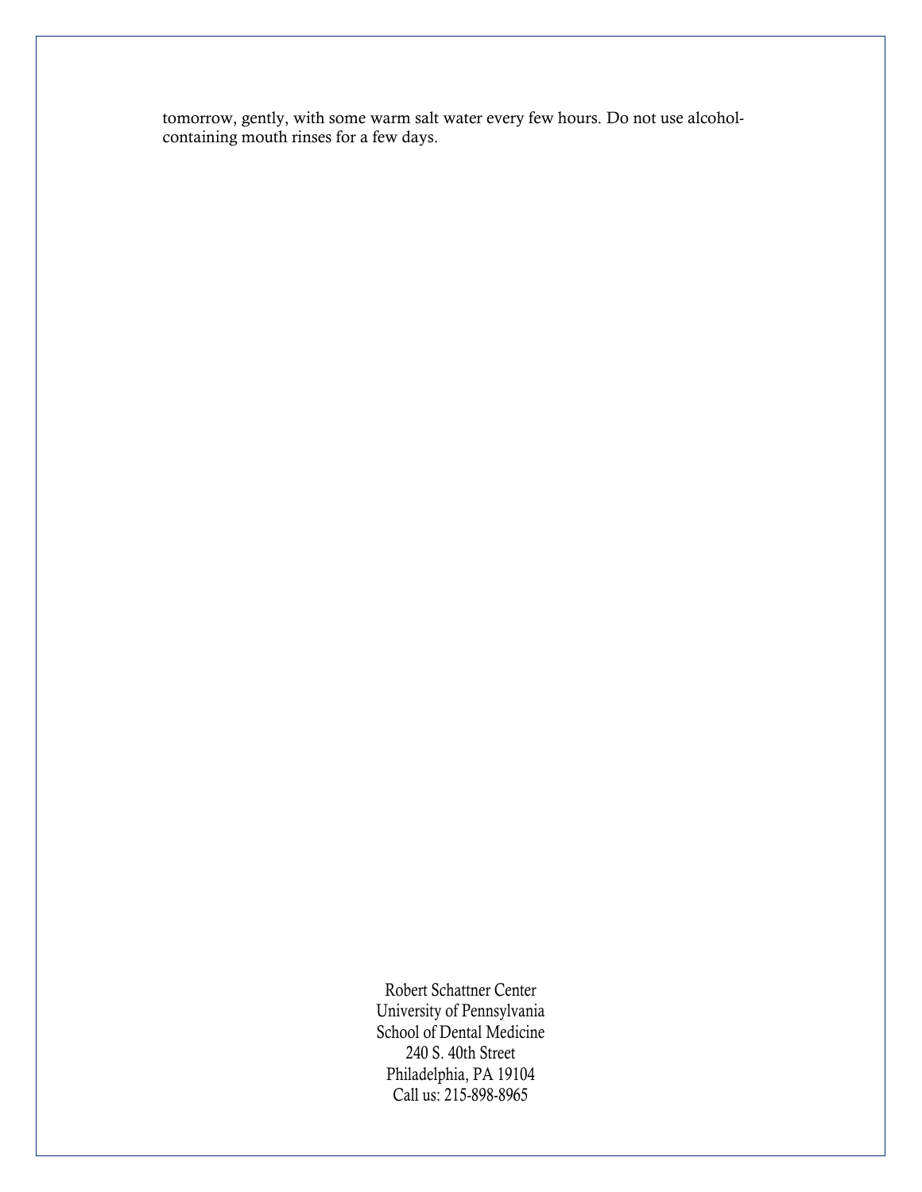tomorrow, gently, with some warm salt water every few hours. Do not use alcohol-containing mouth rinses for a few days.

Robert Schattner Center
University of Pennsylvania
School of Dental Medicine
240 S. 40th Street
Philadelphia, PA 19104
Call us: 215-898-8965